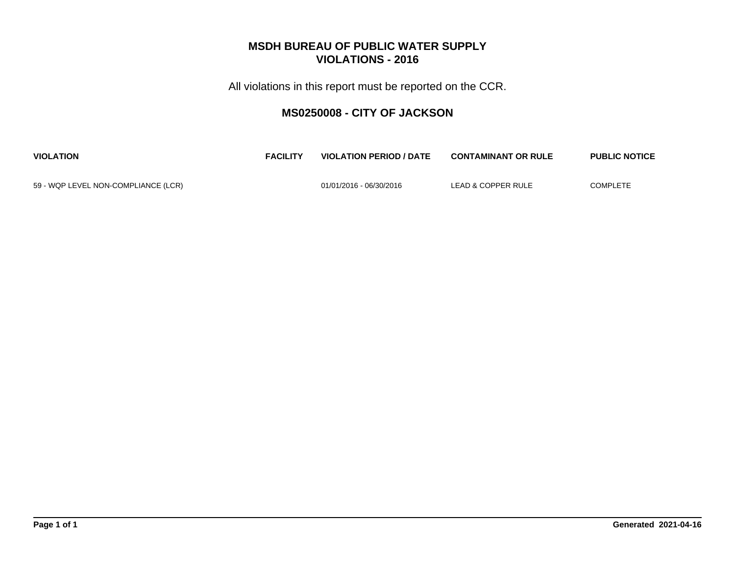# MSDH BUREAU OF PUBLIC WATER SUPPLY
# VIOLATIONS - 2016

All violations in this report must be reported on the CCR.

## MS0250008 - CITY OF JACKSON

| VIOLATION | FACILITY | VIOLATION PERIOD / DATE | CONTAMINANT OR RULE | PUBLIC NOTICE |
|---|---|---|---|---|
| 59 - WQP LEVEL NON-COMPLIANCE (LCR) | | 01/01/2016 - 06/30/2016 | LEAD & COPPER RULE | COMPLETE |

Generated 2021-04-16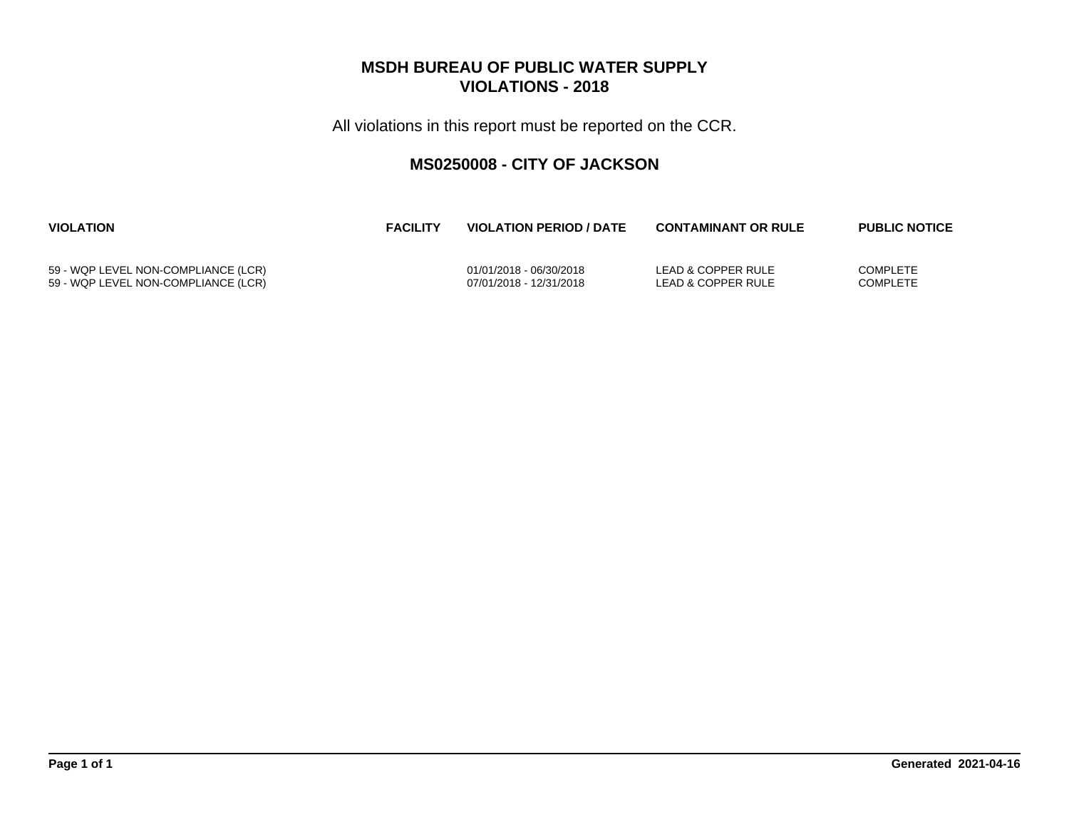# MSDH BUREAU OF PUBLIC WATER SUPPLY
# VIOLATIONS - 2018

All violations in this report must be reported on the CCR.

## MS0250008 - CITY OF JACKSON

| VIOLATION | FACILITY | VIOLATION PERIOD / DATE | CONTAMINANT OR RULE | PUBLIC NOTICE |
|---|---|---|---|---|
| 59 - WQP LEVEL NON-COMPLIANCE (LCR) | | 01/01/2018 - 06/30/2018 | LEAD & COPPER RULE | COMPLETE |
| 59 - WQP LEVEL NON-COMPLIANCE (LCR) | | 07/01/2018 - 12/31/2018 | LEAD & COPPER RULE | COMPLETE |

**Generated 2021-04-16**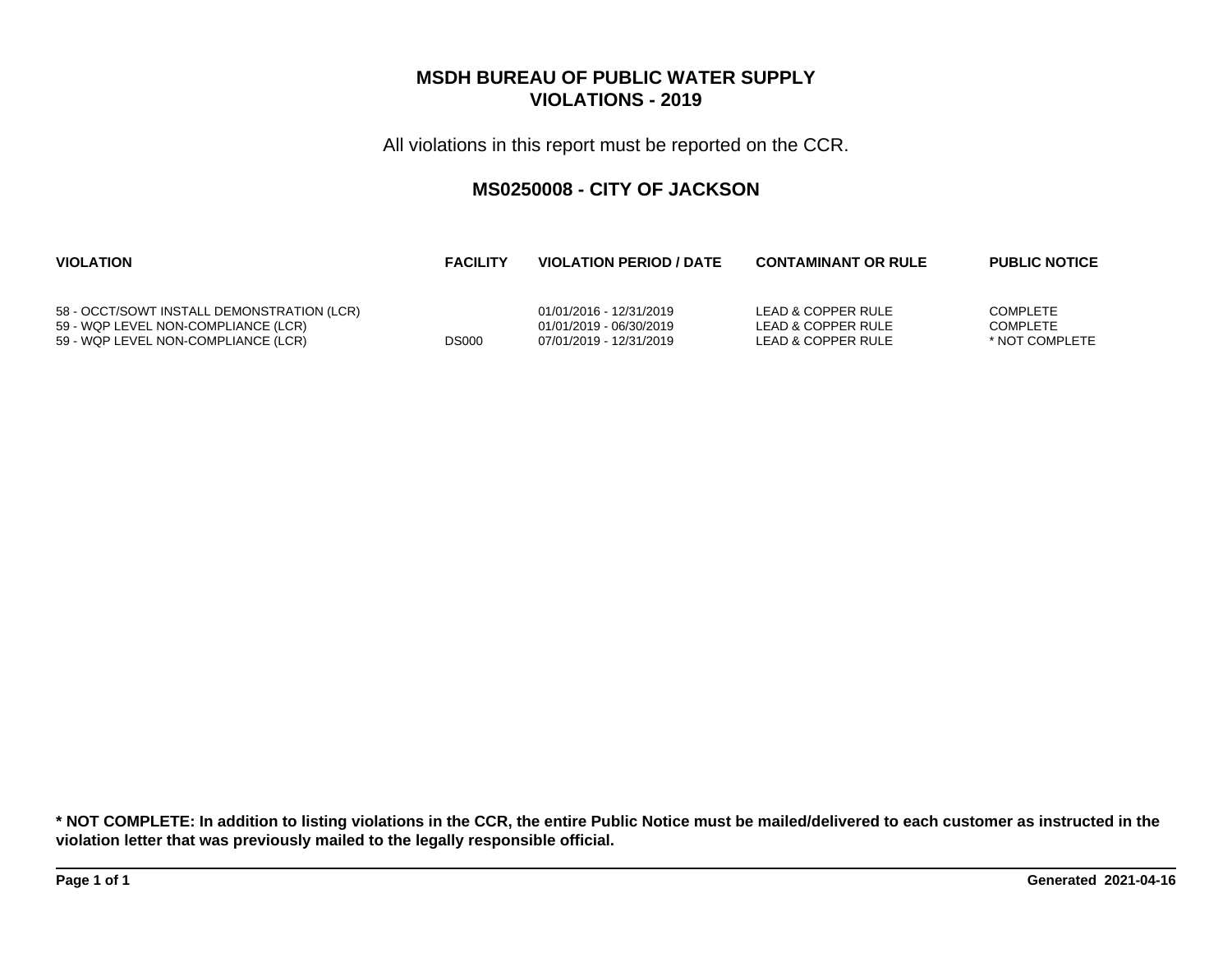# MSDH BUREAU OF PUBLIC WATER SUPPLY
# VIOLATIONS - 2019

All violations in this report must be reported on the CCR.

## MS0250008 - CITY OF JACKSON

| VIOLATION | FACILITY | VIOLATION PERIOD / DATE | CONTAMINANT OR RULE | PUBLIC NOTICE |
|---|---|---|---|---|
| 58 - OCCT/SOWT INSTALL DEMONSTRATION (LCR) | | 01/01/2016 - 12/31/2019 | LEAD & COPPER RULE | COMPLETE |
| 59 - WQP LEVEL NON-COMPLIANCE (LCR) | | 01/01/2019 - 06/30/2019 | LEAD & COPPER RULE | COMPLETE |
| 59 - WQP LEVEL NON-COMPLIANCE (LCR) | DS000 | 07/01/2019 - 12/31/2019 | LEAD & COPPER RULE | * NOT COMPLETE |

**\* NOT COMPLETE: In addition to listing violations in the CCR, the entire Public Notice must be mailed/delivered to each customer as instructed in the violation letter that was previously mailed to the legally responsible official.**

**Generated 2021-04-16**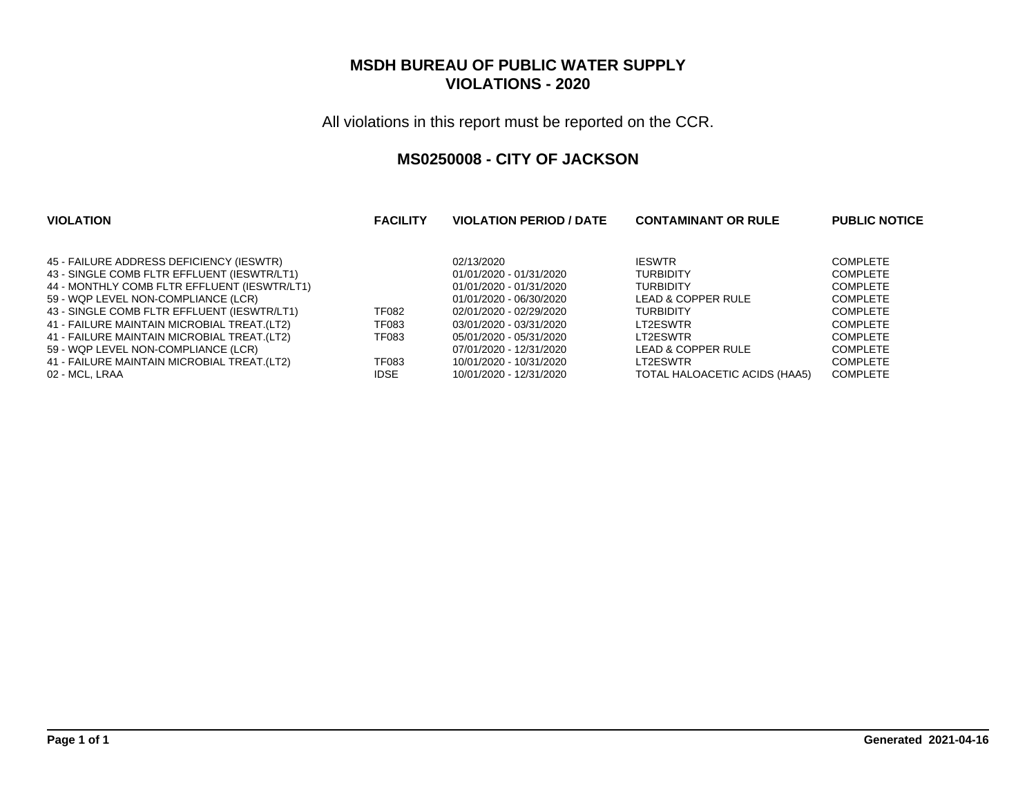# MSDH BUREAU OF PUBLIC WATER SUPPLY
# VIOLATIONS - 2020

All violations in this report must be reported on the CCR.

## MS0250008 - CITY OF JACKSON

| VIOLATION | FACILITY | VIOLATION PERIOD / DATE | CONTAMINANT OR RULE | PUBLIC NOTICE |
|---|---|---|---|---|
| 45 - FAILURE ADDRESS DEFICIENCY (IESWTR) | | 02/13/2020 | IESWTR | COMPLETE |
| 43 - SINGLE COMB FLTR EFFLUENT (IESWTR/LT1) | | 01/01/2020 - 01/31/2020 | TURBIDITY | COMPLETE |
| 44 - MONTHLY COMB FLTR EFFLUENT (IESWTR/LT1) | | 01/01/2020 - 01/31/2020 | TURBIDITY | COMPLETE |
| 59 - WQP LEVEL NON-COMPLIANCE (LCR) | | 01/01/2020 - 06/30/2020 | LEAD & COPPER RULE | COMPLETE |
| 43 - SINGLE COMB FLTR EFFLUENT (IESWTR/LT1) | TF082 | 02/01/2020 - 02/29/2020 | TURBIDITY | COMPLETE |
| 41 - FAILURE MAINTAIN MICROBIAL TREAT.(LT2) | TF083 | 03/01/2020 - 03/31/2020 | LT2ESWTR | COMPLETE |
| 41 - FAILURE MAINTAIN MICROBIAL TREAT.(LT2) | TF083 | 05/01/2020 - 05/31/2020 | LT2ESWTR | COMPLETE |
| 59 - WQP LEVEL NON-COMPLIANCE (LCR) | | 07/01/2020 - 12/31/2020 | LEAD & COPPER RULE | COMPLETE |
| 41 - FAILURE MAINTAIN MICROBIAL TREAT.(LT2) | TF083 | 10/01/2020 - 10/31/2020 | LT2ESWTR | COMPLETE |
| 02 - MCL, LRAA | IDSE | 10/01/2020 - 12/31/2020 | TOTAL HALOACETIC ACIDS (HAA5) | COMPLETE |

Generated 2021-04-16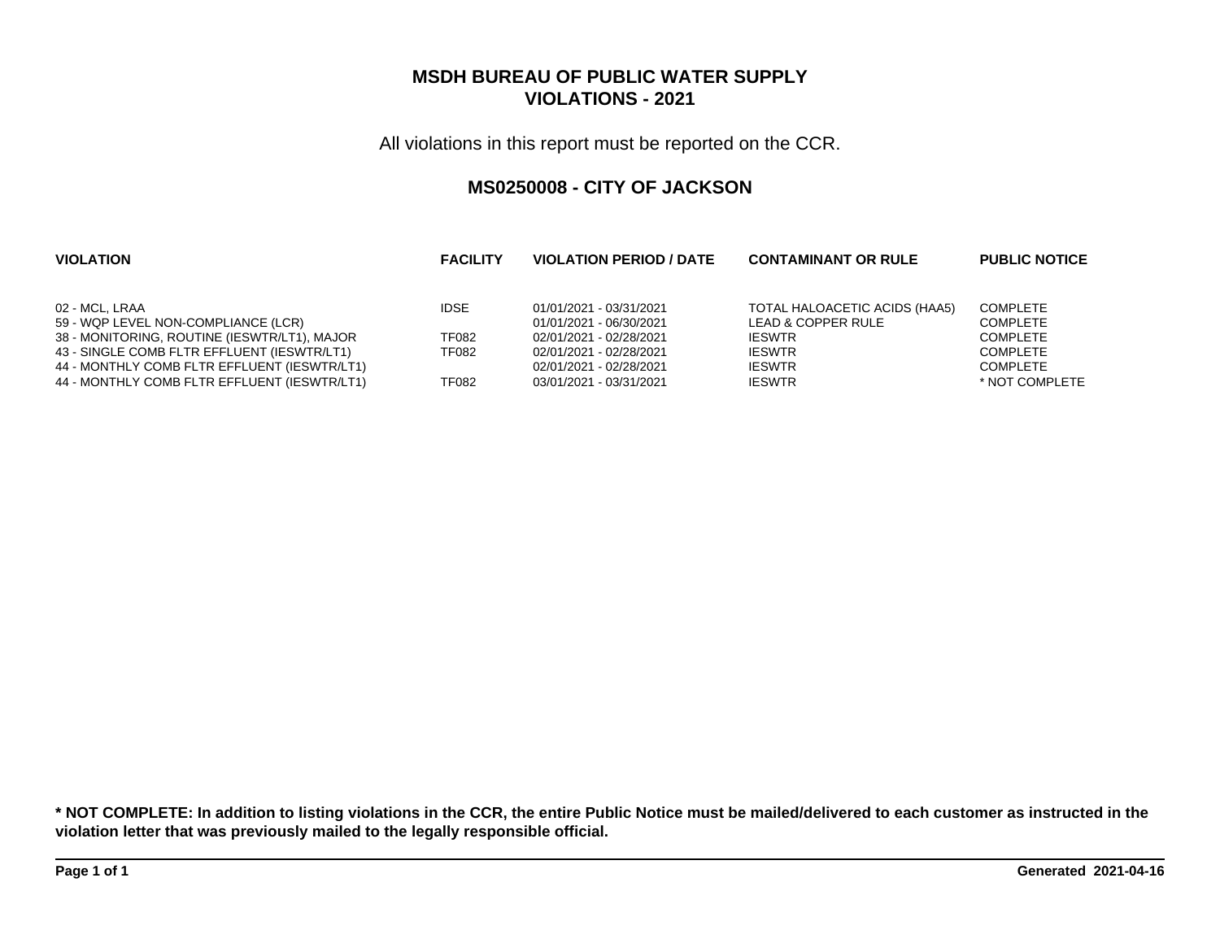# MSDH BUREAU OF PUBLIC WATER SUPPLY
# VIOLATIONS - 2021

All violations in this report must be reported on the CCR.

## MS0250008 - CITY OF JACKSON

| VIOLATION | FACILITY | VIOLATION PERIOD / DATE | CONTAMINANT OR RULE | PUBLIC NOTICE |
|---|---|---|---|---|
| 02 - MCL, LRAA | IDSE | 01/01/2021 - 03/31/2021 | TOTAL HALOACETIC ACIDS (HAA5) | COMPLETE |
| 59 - WQP LEVEL NON-COMPLIANCE (LCR) | | 01/01/2021 - 06/30/2021 | LEAD & COPPER RULE | COMPLETE |
| 38 - MONITORING, ROUTINE (IESWTR/LT1), MAJOR | TF082 | 02/01/2021 - 02/28/2021 | IESWTR | COMPLETE |
| 43 - SINGLE COMB FLTR EFFLUENT (IESWTR/LT1) | TF082 | 02/01/2021 - 02/28/2021 | IESWTR | COMPLETE |
| 44 - MONTHLY COMB FLTR EFFLUENT (IESWTR/LT1) | | 02/01/2021 - 02/28/2021 | IESWTR | COMPLETE |
| 44 - MONTHLY COMB FLTR EFFLUENT (IESWTR/LT1) | TF082 | 03/01/2021 - 03/31/2021 | IESWTR | * NOT COMPLETE |

**\* NOT COMPLETE: In addition to listing violations in the CCR, the entire Public Notice must be mailed/delivered to each customer as instructed in the violation letter that was previously mailed to the legally responsible official.**

**Generated 2021-04-16**